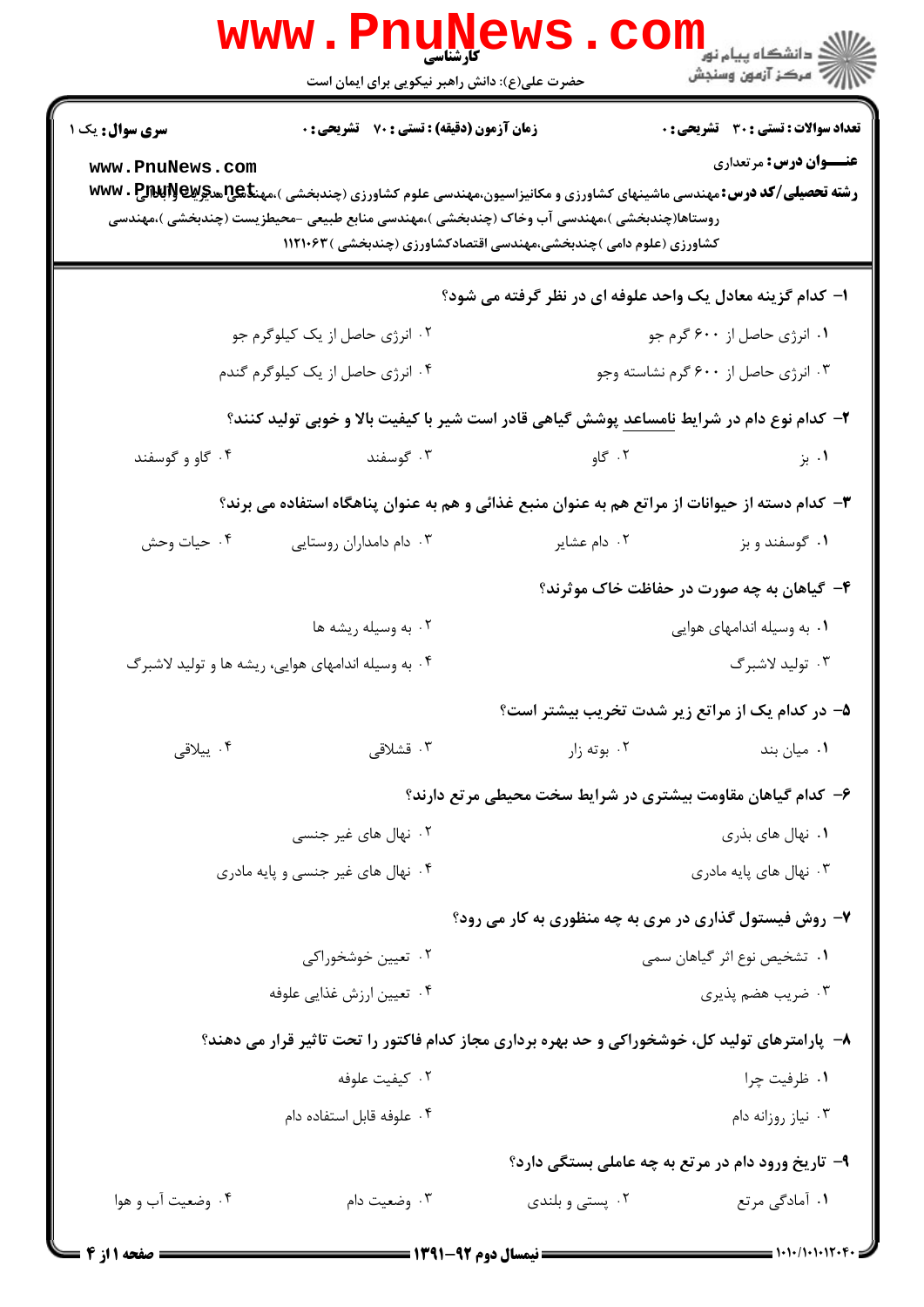**سری سوال:** یک ۱

**زمان آزمون (دقیقه) : تستی : ۷۰ تشریحی : ۰**

**تعداد سوالات : تستی : ۳۰ تشریحی : ۰**

**عنـــوان درس:** مرتعداری

**رشته تحصیلی/کد درس:** مهندسی ماشینهای کشاورزی و مکانیزاسیون،مهندسی علوم کشاورزی (چندبخشی )،مهندسی عمران و آبادانی روستاها(چندبخشی )،مهندسی آب وخاک (چندبخشی )،مهندسی منابع طبیعی -محیطزیست (چندبخشی )،مهندسی کشاورزی (علوم دامی )چندبخشی،مهندسی اقتصادکشاورزی (چندبخشی ) ۱۱۲۱۰۶۳

۱- کدام گزینه معادل یک واحد علوفه ای در نظر گرفته می شود؟

۱. انرژی حاصل از ۶۰۰ گرم جو
۲. انرژی حاصل از یک کیلوگرم جو
۳. انرژی حاصل از ۶۰۰ گرم نشاسته وجو
۴. انرژی حاصل از یک کیلوگرم گندم

۲- کدام نوع دام در شرایط نامساعد پوشش گیاهی قادر است شیر با کیفیت بالا و خوبی تولید کنند؟

۱. بز
۲. گاو
۳. گوسفند
۴. گاو و گوسفند

۳- کدام دسته از حیوانات از مراتع هم به عنوان منبع غذائی و هم به عنوان پناهگاه استفاده می برند؟

۱. گوسفند و بز
۲. دام عشایر
۳. دام دامداران روستایی
۴. حیات وحش

۴- گیاهان به چه صورت در حفاظت خاک موثرند؟

۱. به وسیله اندامهای هوایی
۲. به وسیله ریشه ها
۳. تولید لاشبرگ
۴. به وسیله اندامهای هوایی، ریشه ها و تولید لاشبرگ

۵- در کدام یک از مراتع زیر شدت تخریب بیشتر است؟

۱. میان بند
۲. بوته زار
۳. قشلاقی
۴. ییلاقی

۶- کدام گیاهان مقاومت بیشتری در شرایط سخت محیطی مرتع دارند؟

۱. نهال های بذری
۲. نهال های غیر جنسی
۳. نهال های پایه مادری
۴. نهال های غیر جنسی و پایه مادری

۷- روش فیستول گذاری در مری به چه منظوری به کار می رود؟

۱. تشخیص نوع اثر گیاهان سمی
۲. تعیین خوشخوراکی
۳. ضریب هضم پذیری
۴. تعیین ارزش غذایی علوفه

۸- پارامترهای تولید کل، خوشخوراکی و حد بهره برداری مجاز کدام فاکتور را تحت تاثیر قرار می دهند؟

۱. ظرفیت چرا
۲. کیفیت علوفه
۳. نیاز روزانه دام
۴. علوفه قابل استفاده دام

۹- تاریخ ورود دام در مرتع به چه عاملی بستگی دارد؟

۱. آمادگی مرتع
۲. پستی و بلندی
۳. وضعیت دام
۴. وضعیت آب و هوا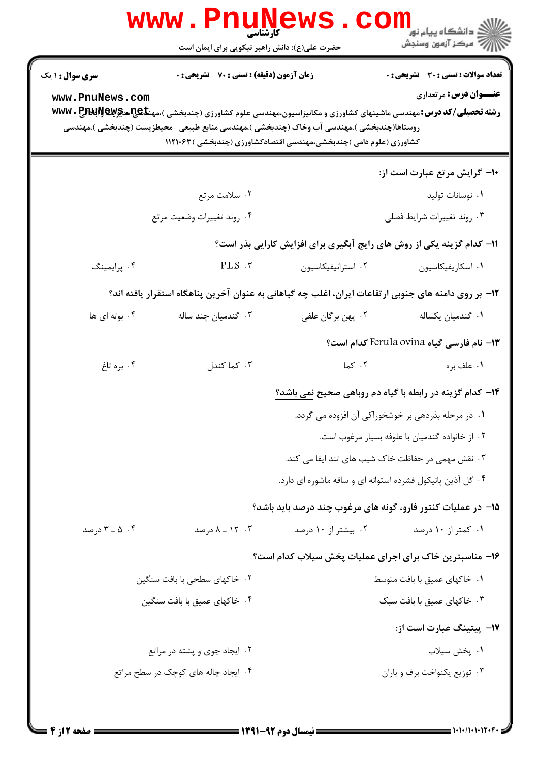۱۰- گرایش مرتع عبارت است از:

۱. نوسانات تولید
۲. سلامت مرتع
۳. روند تغییرات شرایط فصلی
۴. روند تغییرات وضعیت مرتع

۱۱- کدام گزینه یکی از روش های رایج آبگیری برای افزایش کارایی بذر است؟

۱. اسکاریفیکاسیون
۲. استرانیفیکاسیون
۳. P.L.S
۴. پرایمینگ

۱۲- بر روی دامنه های جنوبی ارتفاعات ایران، اغلب چه گیاهانی به عنوان آخرین پناهگاه استقرار یافته اند؟

۱. گندمیان یکساله
۲. پهن برگان علفی
۳. گندمیان چند ساله
۴. بوته ای ها

۱۳- نام فارسی گیاه Ferula ovina کدام است؟

۱. علف بره
۲. کما
۳. کما کندل
۴. بره تاغ

۱۴- کدام گزینه در رابطه با گیاه دم روباهی صحیح نمی باشد؟

۱. در مرحله بذردهی بر خوشخوراکی آن افزوده می گردد.
۲. از خانواده گندمیان با علوفه بسیار مرغوب است.
۳. نقش مهمی در حفاظت خاک شیب های تند ایفا می کند.
۴. گل آذین پانیکول فشرده استوانه ای و ساقه ماشوره ای دارد.

۱۵- در عملیات کنتور فارو، گونه های مرغوب چند درصد باید باشد؟

۱. کمتر از ۱۰ درصد
۲. بیشتر از ۱۰ درصد
۳. ۱۲ ـ ۸ درصد
۴. ۵ ـ ۳ درصد

۱۶- مناسبترین خاک برای اجرای عملیات پخش سیلاب کدام است؟

۱. خاکهای عمیق با بافت متوسط
۲. خاکهای سطحی با بافت سنگین
۳. خاکهای عمیق با بافت سبک
۴. خاکهای عمیق با بافت سنگین

۱۷- پیتینگ عبارت است از:

۱. پخش سیلاب
۲. ایجاد جوی و پشته در مراتع
۳. توزیع یکنواخت برف و باران
۴. ایجاد چاله های کوچک در سطح مراتع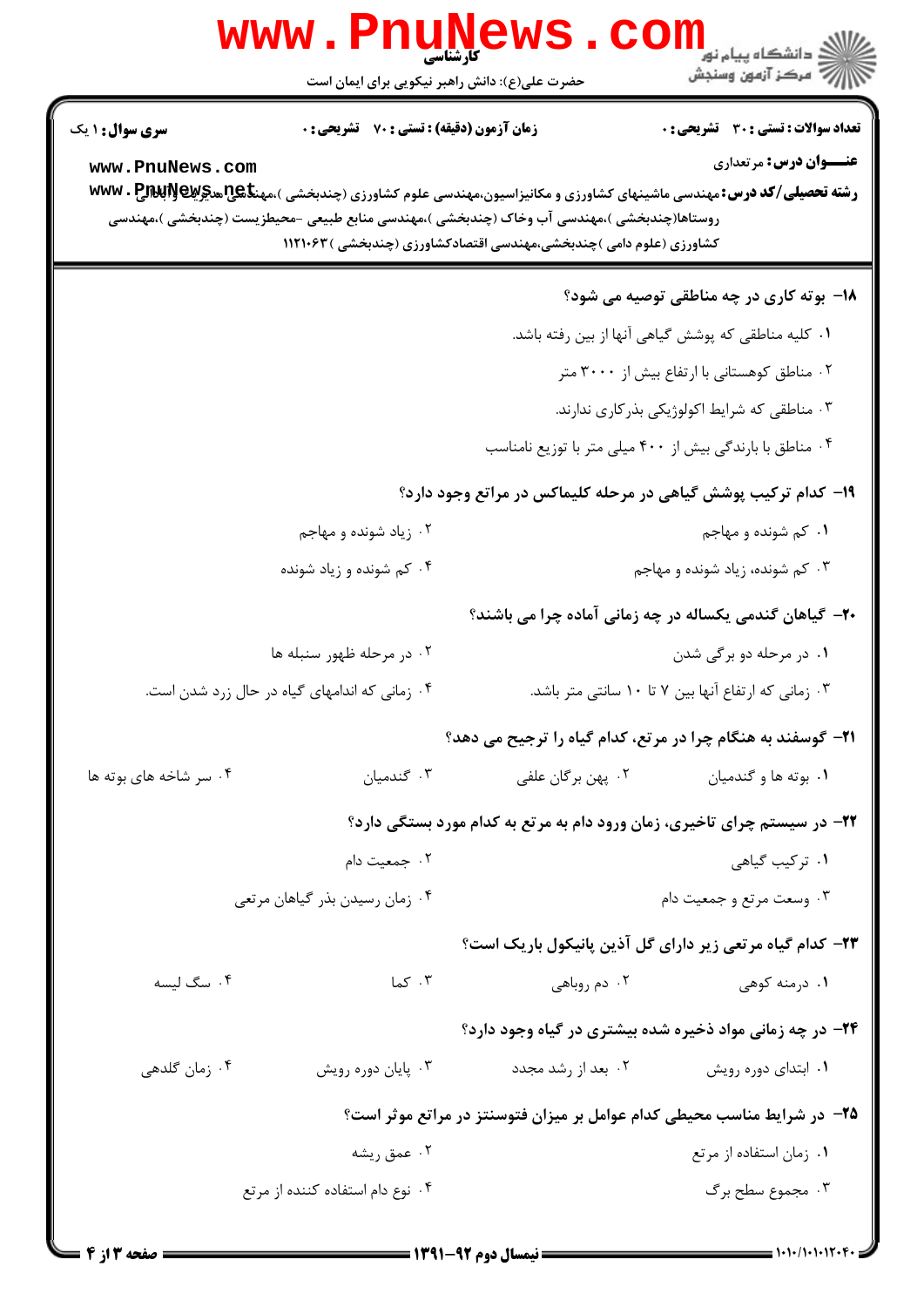**سری سوال:** ۱ یک　　**زمان آزمون (دقیقه) : تستی : ۷۰ تشریحی : ۰**　　**تعداد سوالات : تستی : ۳۰ تشریحی : ۰**

**عنـــوان درس:** مرتعداری

**رشته تحصیلی/کد درس:** مهندسی ماشینهای کشاورزی و مکانیزاسیون،مهندسی علوم کشاورزی (چندبخشی )،مهندسی عمران و آبادانی روستاها(چندبخشی )،مهندسی آب وخاک (چندبخشی )،مهندسی منابع طبیعی -محیطزیست (چندبخشی )،مهندسی کشاورزی (علوم دامی )چندبخشی،مهندسی اقتصادکشاورزی (چندبخشی )۱۱۲۱۰۶۳

**۱۸- بوته کاری در چه مناطقی توصیه می شود؟**

۱. کلیه مناطقی که پوشش گیاهی آنها از بین رفته باشد.

۲. مناطق کوهستانی با ارتفاع بیش از ۳۰۰۰ متر

۳. مناطقی که شرایط اکولوژیکی بذرکاری ندارند.

۴. مناطق با بارندگی بیش از ۴۰۰ میلی متر با توزیع نامناسب

**۱۹- کدام ترکیب پوشش گیاهی در مرحله کلیماکس در مراتع وجود دارد؟**

۱. کم شونده و مهاجم

۲. زیاد شونده و مهاجم

۳. کم شونده، زیاد شونده و مهاجم

۴. کم شونده و زیاد شونده

**۲۰- گیاهان گندمی یکساله در چه زمانی آماده چرا می باشند؟**

۱. در مرحله دو برگی شدن

۲. در مرحله ظهور سنبله ها

۳. زمانی که ارتفاع آنها بین ۷ تا ۱۰ سانتی متر باشد.

۴. زمانی که اندامهای گیاه در حال زرد شدن است.

**۲۱- گوسفند به هنگام چرا در مرتع، کدام گیاه را ترجیح می دهد؟**

۱. بوته ها و گندمیان

۲. پهن برگان علفی

۳. گندمیان

۴. سر شاخه های بوته ها

**۲۲- در سیستم چرای تاخیری، زمان ورود دام به مرتع به کدام مورد بستگی دارد؟**

۱. ترکیب گیاهی

۲. جمعیت دام

۳. وسعت مرتع و جمعیت دام

۴. زمان رسیدن بذر گیاهان مرتعی

**۲۳- کدام گیاه مرتعی زیر دارای گل آذین پانیکول باریک است؟**

۱. درمنه کوهی

۲. دم روباهی

۳. کما

۴. سگ لیسه

**۲۴- در چه زمانی مواد ذخیره شده بیشتری در گیاه وجود دارد؟**

۱. ابتدای دوره رویش

۲. بعد از رشد مجدد

۳. پایان دوره رویش

۴. زمان گلدهی

**۲۵- در شرایط مناسب محیطی کدام عوامل بر میزان فتوسنتز در مراتع موثر است؟**

۱. زمان استفاده از مرتع

۲. عمق ریشه

۳. مجموع سطح برگ

۴. نوع دام استفاده کننده از مرتع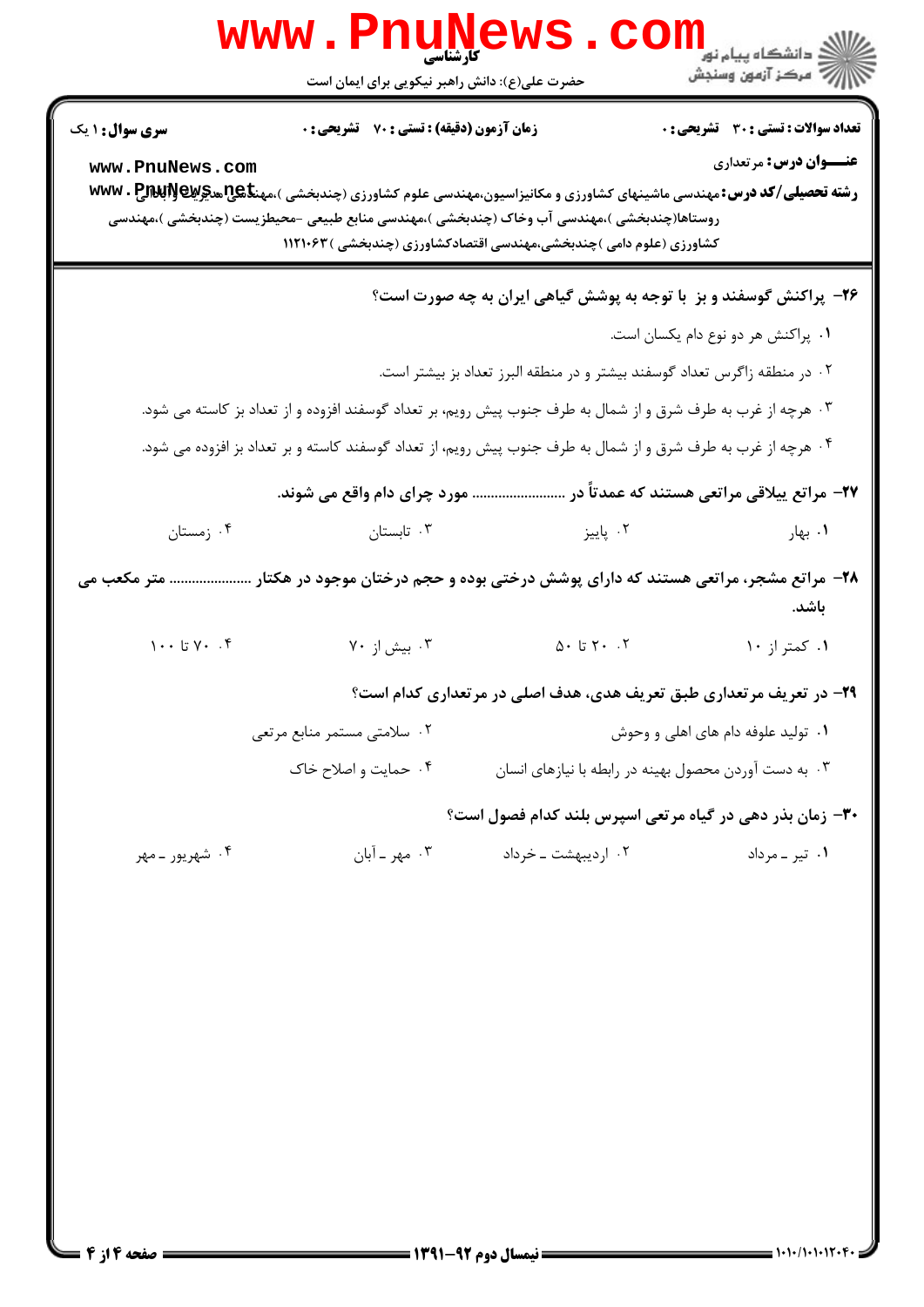**تعداد سوالات : تستی : ۳۰ تشریحی : ۰** | **زمان آزمون (دقیقه) : تستی : ۷۰ تشریحی : ۰** | **سری سوال : ۱ یک**

**عنـــوان درس:** مرتعداری

**رشته تحصیلی/کد درس:** مهندسی ماشینهای کشاورزی و مکانیزاسیون،مهندسی علوم کشاورزی (چندبخشی )،مهندسی مدیریت و آبادانی روستاها(چندبخشی )،مهندسی آب وخاک (چندبخشی )،مهندسی منابع طبیعی -محیطزیست (چندبخشی )،مهندسی کشاورزی (علوم دامی )چندبخشی،مهندسی اقتصادکشاورزی (چندبخشی ) ۱۱۲۱۰۶۳

**۲۶- پراکنش گوسفند و بز با توجه به پوشش گیاهی ایران به چه صورت است؟**

۱. پراکنش هر دو نوع دام یکسان است.

۲. در منطقه زاگرس تعداد گوسفند بیشتر و در منطقه البرز تعداد بز بیشتر است.

۳. هرچه از غرب به طرف شرق و از شمال به طرف جنوب پیش رویم، بر تعداد گوسفند افزوده و از تعداد بز کاسته می شود.

۴. هرچه از غرب به طرف شرق و از شمال به طرف جنوب پیش رویم، از تعداد گوسفند کاسته و بر تعداد بز افزوده می شود.

**۲۷- مراتع ییلاقی مراتعی هستند که عمدتاً در ........................ مورد چرای دام واقع می شوند.**

۱. بهار &emsp; ۲. پاییز &emsp; ۳. تابستان &emsp; ۴. زمستان

**۲۸- مراتع مشجر، مراتعی هستند که دارای پوشش درختی بوده و حجم درختان موجود در هکتار ..................... متر مکعب می باشد.**

۱. کمتر از ۱۰ &emsp; ۲. ۲۰ تا ۵۰ &emsp; ۳. بیش از ۷۰ &emsp; ۴. ۷۰ تا ۱۰۰

**۲۹- در تعریف مرتعداری طبق تعریف هدی، هدف اصلی در مرتعداری کدام است؟**

۱. تولید علوفه دام های اهلی و وحوش

۲. سلامتی مستمر منابع مرتعی

۳. به دست آوردن محصول بهینه در رابطه با نیازهای انسان

۴. حمایت و اصلاح خاک

**۳۰- زمان بذر دهی در گیاه مرتعی اسپرس بلند کدام فصول است؟**

۱. تیر ـ مرداد &emsp; ۲. اردیبهشت ـ خرداد &emsp; ۳. مهر ـ آبان &emsp; ۴. شهریور ـ مهر